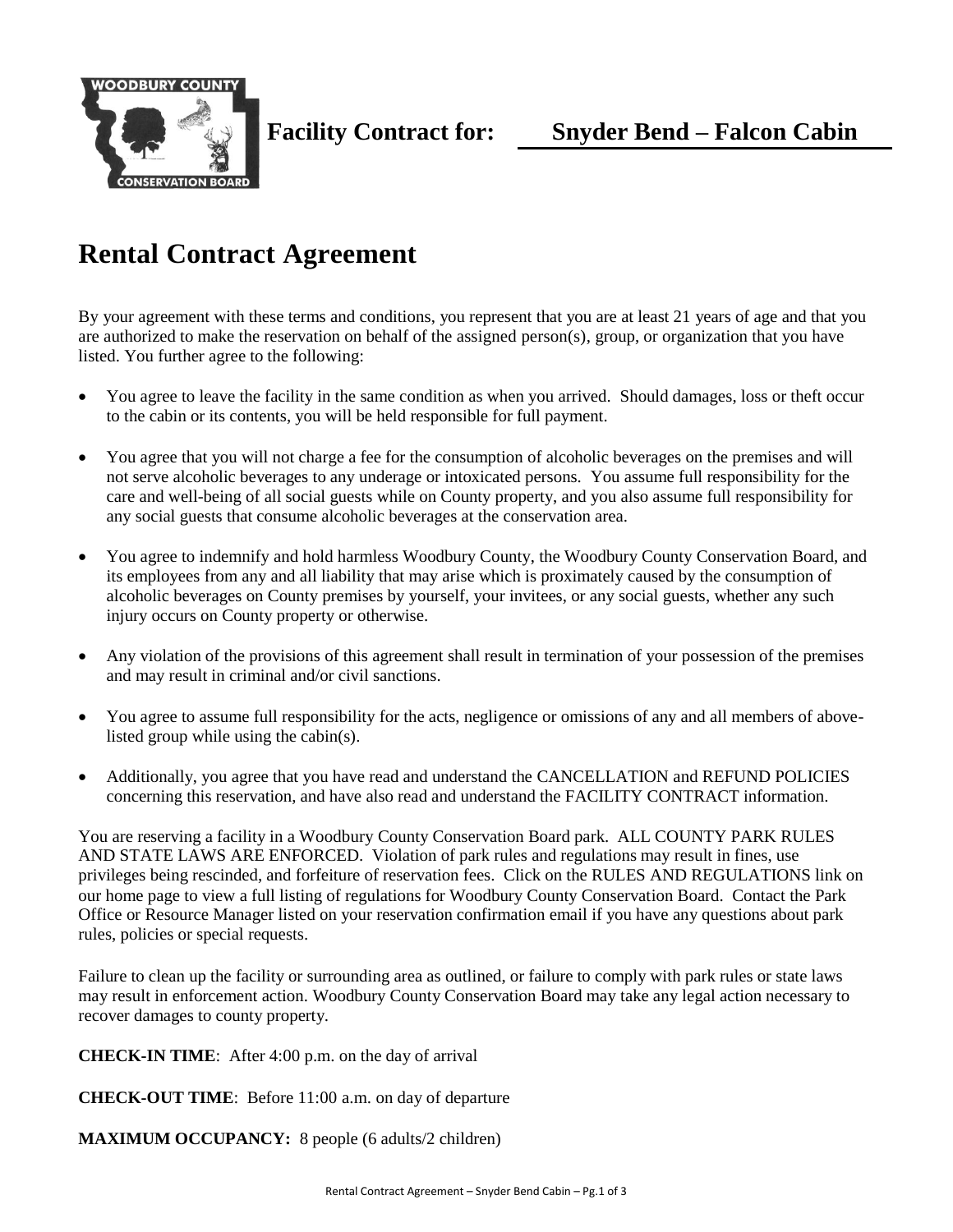**Facility Contract for: Snyder Bend – Falcon Cabin**

# Rental Contract Agreement

By your agreement with these terms and conditions, you represent that you are at least 21 years of age and that you are authorized to make the reservation on behalf of the assigned person(s), group, or organization that you have listed. You further agree to the following:

- You agree to leave the facility in the same condition as when you arrived. Should damages, loss or theft occur to the cabin or its contents, you will be held responsible for full payment.
- You agree that you will not charge a fee for the consumption of alcoholic beverages on the premises and will not serve alcoholic beverages to any underage or intoxicated persons. You assume full responsibility for the care and well-being of all social guests while on County property, and you also assume full responsibility for any social guests that consume alcoholic beverages at the conservation area.
- You agree to indemnify and hold harmless Woodbury County, the Woodbury County Conservation Board, and its employees from any and all liability that may arise which is proximately caused by the consumption of alcoholic beverages on County premises by yourself, your invitees, or any social guests, whether any such injury occurs on County property or otherwise.
- Any violation of the provisions of this agreement shall result in termination of your possession of the premises and may result in criminal and/or civil sanctions.
- You agree to assume full responsibility for the acts, negligence or omissions of any and all members of above-listed group while using the cabin(s).
- Additionally, you agree that you have read and understand the CANCELLATION and REFUND POLICIES concerning this reservation, and have also read and understand the FACILITY CONTRACT information.

You are reserving a facility in a Woodbury County Conservation Board park. ALL COUNTY PARK RULES AND STATE LAWS ARE ENFORCED. Violation of park rules and regulations may result in fines, use privileges being rescinded, and forfeiture of reservation fees. Click on the RULES AND REGULATIONS link on our home page to view a full listing of regulations for Woodbury County Conservation Board. Contact the Park Office or Resource Manager listed on your reservation confirmation email if you have any questions about park rules, policies or special requests.

Failure to clean up the facility or surrounding area as outlined, or failure to comply with park rules or state laws may result in enforcement action. Woodbury County Conservation Board may take any legal action necessary to recover damages to county property.

**CHECK-IN TIME**: After 4:00 p.m. on the day of arrival

**CHECK-OUT TIME**: Before 11:00 a.m. on day of departure

**MAXIMUM OCCUPANCY:** 8 people (6 adults/2 children)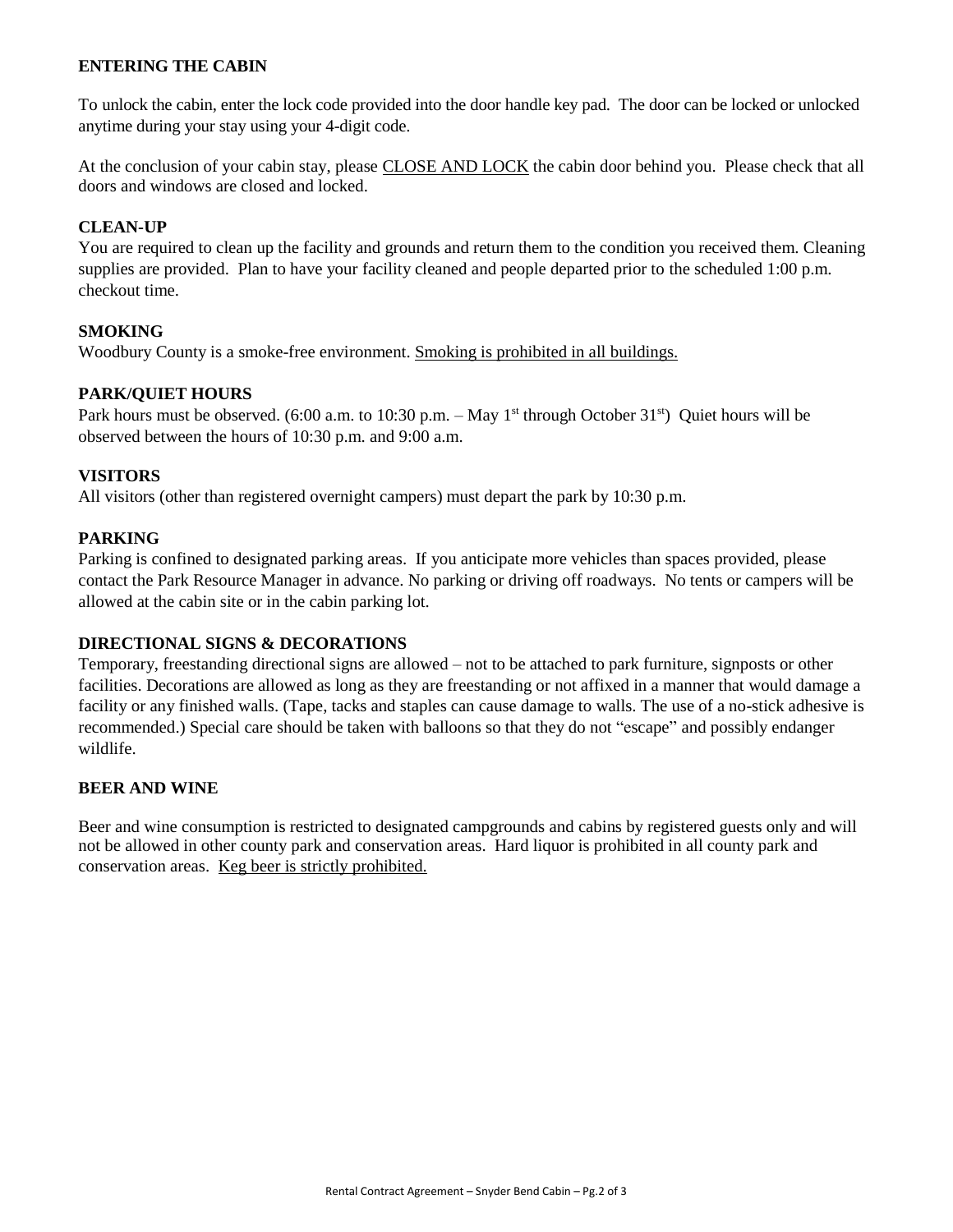**ENTERING THE CABIN**

To unlock the cabin, enter the lock code provided into the door handle key pad. The door can be locked or unlocked anytime during your stay using your 4-digit code.

At the conclusion of your cabin stay, please CLOSE AND LOCK the cabin door behind you. Please check that all doors and windows are closed and locked.

**CLEAN-UP**

You are required to clean up the facility and grounds and return them to the condition you received them. Cleaning supplies are provided. Plan to have your facility cleaned and people departed prior to the scheduled 1:00 p.m. checkout time.

**SMOKING**

Woodbury County is a smoke-free environment. Smoking is prohibited in all buildings.

**PARK/QUIET HOURS**

Park hours must be observed. (6:00 a.m. to 10:30 p.m. – May 1st through October 31st) Quiet hours will be observed between the hours of 10:30 p.m. and 9:00 a.m.

**VISITORS**

All visitors (other than registered overnight campers) must depart the park by 10:30 p.m.

**PARKING**

Parking is confined to designated parking areas. If you anticipate more vehicles than spaces provided, please contact the Park Resource Manager in advance. No parking or driving off roadways. No tents or campers will be allowed at the cabin site or in the cabin parking lot.

**DIRECTIONAL SIGNS & DECORATIONS**

Temporary, freestanding directional signs are allowed – not to be attached to park furniture, signposts or other facilities. Decorations are allowed as long as they are freestanding or not affixed in a manner that would damage a facility or any finished walls. (Tape, tacks and staples can cause damage to walls. The use of a no-stick adhesive is recommended.) Special care should be taken with balloons so that they do not "escape" and possibly endanger wildlife.

**BEER AND WINE**

Beer and wine consumption is restricted to designated campgrounds and cabins by registered guests only and will not be allowed in other county park and conservation areas. Hard liquor is prohibited in all county park and conservation areas. Keg beer is strictly prohibited.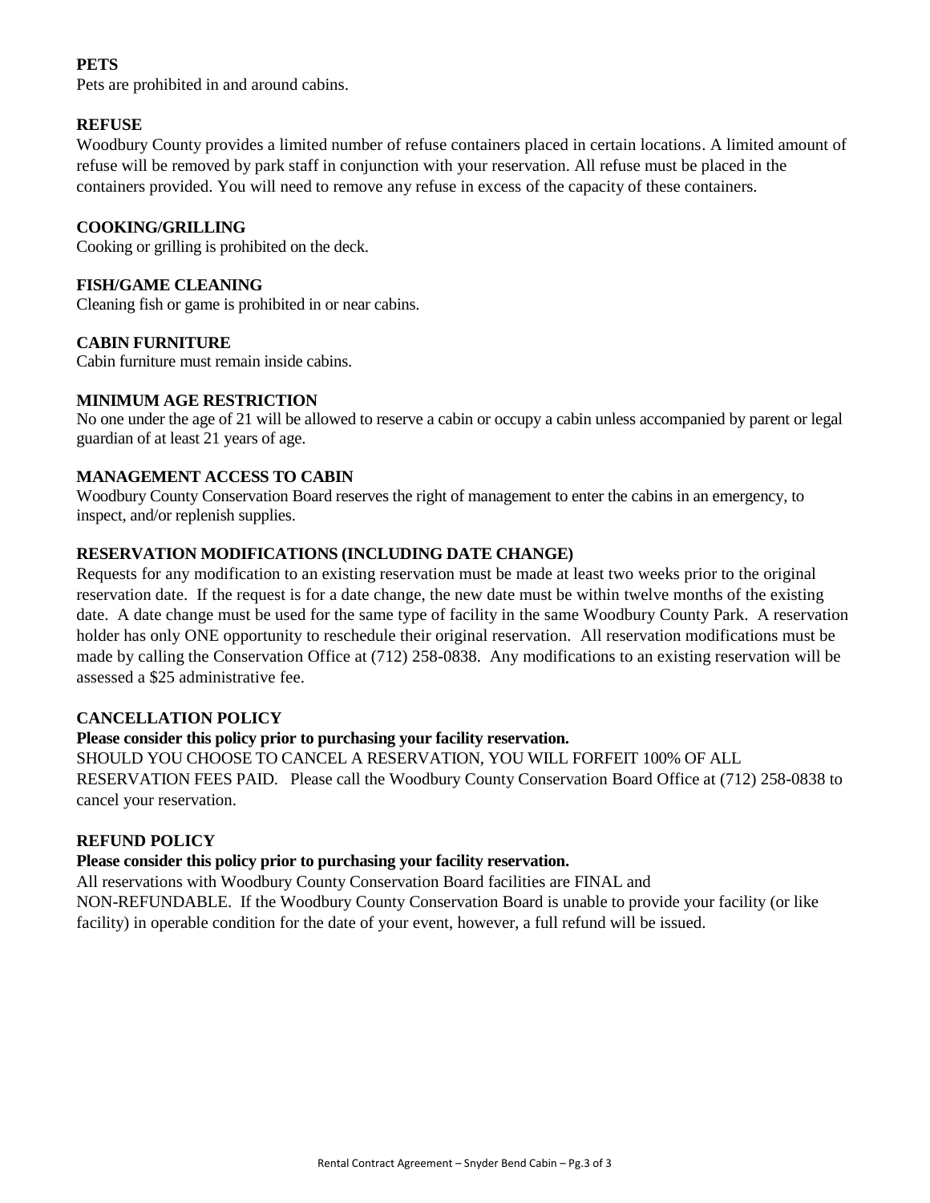**PETS**

Pets are prohibited in and around cabins.

**REFUSE**

Woodbury County provides a limited number of refuse containers placed in certain locations. A limited amount of refuse will be removed by park staff in conjunction with your reservation. All refuse must be placed in the containers provided. You will need to remove any refuse in excess of the capacity of these containers.

**COOKING/GRILLING**

Cooking or grilling is prohibited on the deck.

**FISH/GAME CLEANING**

Cleaning fish or game is prohibited in or near cabins.

**CABIN FURNITURE**

Cabin furniture must remain inside cabins.

**MINIMUM AGE RESTRICTION**

No one under the age of 21 will be allowed to reserve a cabin or occupy a cabin unless accompanied by parent or legal guardian of at least 21 years of age.

**MANAGEMENT ACCESS TO CABIN**

Woodbury County Conservation Board reserves the right of management to enter the cabins in an emergency, to inspect, and/or replenish supplies.

**RESERVATION MODIFICATIONS (INCLUDING DATE CHANGE)**

Requests for any modification to an existing reservation must be made at least two weeks prior to the original reservation date. If the request is for a date change, the new date must be within twelve months of the existing date. A date change must be used for the same type of facility in the same Woodbury County Park. A reservation holder has only ONE opportunity to reschedule their original reservation. All reservation modifications must be made by calling the Conservation Office at (712) 258-0838. Any modifications to an existing reservation will be assessed a $25 administrative fee.

**CANCELLATION POLICY**

**Please consider this policy prior to purchasing your facility reservation.**

SHOULD YOU CHOOSE TO CANCEL A RESERVATION, YOU WILL FORFEIT 100% OF ALL RESERVATION FEES PAID. Please call the Woodbury County Conservation Board Office at (712) 258-0838 to cancel your reservation.

**REFUND POLICY**

**Please consider this policy prior to purchasing your facility reservation.**

All reservations with Woodbury County Conservation Board facilities are FINAL and NON-REFUNDABLE. If the Woodbury County Conservation Board is unable to provide your facility (or like facility) in operable condition for the date of your event, however, a full refund will be issued.